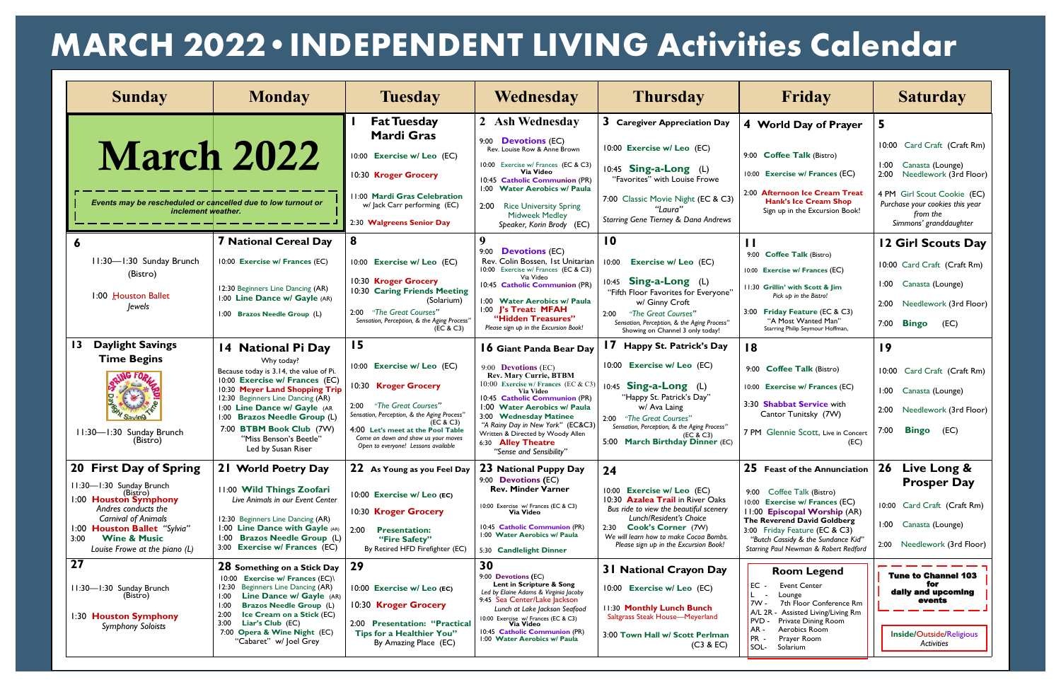# MARCH 2022 • INDEPENDENT LIVING Activities Calendar

| Sunday | Monday | Tuesday | Wednesday | Thursday | Friday | Saturday |
|---|---|---|---|---|---|---|
| **March 2022**<br>*Events may be rescheduled or cancelled due to low turnout or inclement weather.* | | **1 Fat Tuesday Mardi Gras**<br>10:00 **Exercise w/ Leo** (EC)<br>10:30 **Kroger Grocery**<br>11:00 **Mardi Gras Celebration** w/ Jack Carr performing (EC)<br>2:30 **Walgreens Senior Day** | **2 Ash Wednesday**<br>9:00 **Devotions** (EC) Rev. Louise Row & Anne Brown<br>10:00 Exercise w/ Frances (EC & C3) **Via Video**<br>10:45 **Catholic Communion** (PR)<br>1:00 **Water Aerobics w/ Paula**<br>2:00 Rice University Spring Midweek Medley *Speaker, Korin Brody* (EC) | **3 Caregiver Appreciation Day**<br>10:00 **Exercise w/ Leo** (EC)<br>10:45 **Sing-a-Long** (L) "Favorites" with Louise Frowe<br>7:00 Classic Movie Night (EC & C3) *"Laura"* *Starring Gene Tierney & Dana Andrews* | **4 World Day of Prayer**<br>9:00 **Coffee Talk** (Bistro)<br>10:00 **Exercise w/ Frances** (EC)<br>2:00 **Afternoon Ice Cream Treat Hank's Ice Cream Shop** Sign up in the Excursion Book! | **5**<br>10:00 Card Craft (Craft Rm)<br>1:00 Canasta (Lounge)<br>2:00 Needlework (3rd Floor)<br>4 PM Girl Scout Cookie (EC) *Purchase your cookies this year from the Simmons' granddaughter* |
| **6**<br>11:30—1:30 Sunday Brunch (Bistro)<br>1:00 Houston Ballet *Jewels* | **7 National Cereal Day**<br>10:00 **Exercise w/ Frances** (EC)<br>12:30 Beginners Line Dancing (AR)<br>1:00 **Line Dance w/ Gayle** (AR)<br>1:00 **Brazos Needle Group** (L) | **8**<br>10:00 **Exercise w/ Leo** (EC)<br>10:30 **Kroger Grocery**<br>10:30 **Caring Friends Meeting** (Solarium)<br>2:00 *"The Great Courses"* *Sensation, Perception, & the Aging Process"* (EC & C3) | **9**<br>9:00 **Devotions** (EC) Rev. Colin Bossen, 1st Unitarian<br>10:00 Exercise w/ Frances (EC & C3) Via Video<br>10:45 **Catholic Communion** (PR)<br>1:00 **Water Aerobics w/ Paula**<br>1:00 **J's Treat: MFAH "Hidden Treasures"** *Please sign up in the Excursion Book!* | **10**<br>10:00 **Exercise w/ Leo** (EC)<br>10:45 **Sing-a-Long** (L) "Fifth Floor Favorites for Everyone" w/ Ginny Croft<br>2:00 *"The Great Courses"* *Sensation, Perception, & the Aging Process"* Showing on Channel 3 only today! | **11**<br>9:00 **Coffee Talk** (Bistro)<br>10:00 **Exercise w/ Frances** (EC)<br>11:30 **Grillin' with Scott & Jim** *Pick up in the Bistro!*<br>3:00 **Friday Feature** (EC & C3) "A Most Wanted Man" Starring Philip Seymour Hoffman, | **12 Girl Scouts Day**<br>10:00 Card Craft (Craft Rm)<br>1:00 Canasta (Lounge)<br>2:00 Needlework (3rd Floor)<br>7:00 **Bingo** (EC) |
| **13 Daylight Savings Time Begins**<br>11:30—1:30 Sunday Brunch (Bistro) | **14 National Pi Day**<br>Why today? Because today is 3.14, the value of Pi.<br>10:00 **Exercise w/ Frances** (EC)<br>10:30 **Meyer Land Shopping Trip**<br>12:30 Beginners Line Dancing (AR)<br>1:00 **Line Dance w/ Gayle** (AR)<br>1:00 **Brazos Needle Group** (L)<br>7:00 **BTBM Book Club** (7W) "Miss Benson's Beetle" Led by Susan Riser | **15**<br>10:00 **Exercise w/ Leo** (EC)<br>10:30 **Kroger Grocery**<br>2:00 *"The Great Courses"* *Sensation, Perception, & the Aging Process"* (EC & C3)<br>4:00 **Let's meet at the Pool Table** *Come on down and show us your moves Open to everyone! Lessons available* | **16 Giant Panda Bear Day**<br>9:00 **Devotions** (EC) **Rev. Mary Currie, BTBM**<br>10:00 Exercise w/ Frances (EC & C3) **Via Video**<br>10:45 **Catholic Communion** (PR)<br>1:00 **Water Aerobics w/ Paula**<br>3:00 **Wednesday Matinee** *"A Rainy Day in New York"* (EC&C3) Written & Directed by Woody Allen<br>6:30 **Alley Theatre** *"Sense and Sensibility"* | **17 Happy St. Patrick's Day**<br>10:00 **Exercise w/ Leo** (EC)<br>10:45 **Sing-a-Long** (L) "Happy St. Patrick's Day" w/ Ava Laing<br>2:00 *"The Great Courses"* *Sensation, Perception, & the Aging Process"* (EC & C3)<br>5:00 **March Birthday Dinner** (EC) | **18**<br>9:00 **Coffee Talk** (Bistro)<br>10:00 **Exercise w/ Frances** (EC)<br>3:30 **Shabbat Service** with Cantor Tunitsky (7W)<br>7 PM Glennie Scott, Live in Concert (EC) | **19**<br>10:00 Card Craft (Craft Rm)<br>1:00 Canasta (Lounge)<br>2:00 Needlework (3rd Floor)<br>7:00 **Bingo** (EC) |
| **20 First Day of Spring**<br>11:30—1:30 Sunday Brunch (Bistro)<br>1:00 **Houston Symphony** *Andres conducts the Carnival of Animals*<br>1:00 **Houston Ballet** *"Sylvia"*<br>3:00 **Wine & Music** *Louise Frowe at the piano (L)* | **21 World Poetry Day**<br>11:00 **Wild Things Zoofari** *Live Animals in our Event Center*<br>12:30 Beginners Line Dancing (AR)<br>1:00 **Line Dance with Gayle** (AR)<br>1:00 **Brazos Needle Group** (L)<br>3:00 **Exercise w/ Frances** (EC) | **22 As Young as you Feel Day**<br>10:00 **Exercise w/ Leo** (EC)<br>10:30 **Kroger Grocery**<br>2:00 **Presentation: "Fire Safety"** By Retired HFD Firefighter (EC) | **23 National Puppy Day**<br>9:00 **Devotions** (EC) **Rev. Minder Varner**<br>10:00 Exercise w/ Frances (EC & C3) **Via Video**<br>10:45 **Catholic Communion** (PR)<br>1:00 **Water Aerobics w/ Paula**<br>5:30 **Candlelight Dinner** | **24**<br>10:00 **Exercise w/ Leo** (EC)<br>10:30 **Azalea Trail** in River Oaks *Bus ride to view the beautiful scenery Lunch/Resident's Choice*<br>2:30 **Cook's Corner** (7W) *We will learn how to make Cocoa Bombs. Please sign up in the Excursion Book!* | **25 Feast of the Annunciation**<br>9:00 Coffee Talk (Bistro)<br>10:00 **Exercise w/ Frances** (EC)<br>11:00 **Episcopal Worship** (AR) **The Reverend David Goldberg**<br>3:00 Friday Feature (EC & C3) *"Butch Cassidy & the Sundance Kid" Starring Paul Newman & Robert Redford* | **26 Live Long & Prosper Day**<br>10:00 Card Craft (Craft Rm)<br>1:00 Canasta (Lounge)<br>2:00 Needlework (3rd Floor) |
| **27**<br>11:30—1:30 Sunday Brunch (Bistro)<br>1:30 **Houston Symphony** *Symphony Soloists* | **28 Something on a Stick Day**<br>10:00 **Exercise w/ Frances** (EC)\<br>12:30 Beginners Line Dancing (AR)<br>1:00 **Line Dance w/ Gayle** (AR)<br>1:00 **Brazos Needle Group** (L)<br>2:00 **Ice Cream on a Stick** (EC)<br>3:00 **Liar's Club** (EC)<br>7:00 **Opera & Wine Night** (EC) "Cabaret" w/ Joel Grey | **29**<br>10:00 **Exercise w/ Leo** (EC)<br>10:30 **Kroger Grocery**<br>2:00 **Presentation: "Practical Tips for a Healthier You"** By Amazing Place (EC) | **30**<br>9:00 **Devotions** (EC) **Lent in Scripture & Song** *Led by Elaine Adams & Virginia Jacoby*<br>9:45 Sea Center/Lake Jackson *Lunch at Lake Jackson Seafood*<br>10:00 Exercise w/ Frances (EC & C3) **Via Video**<br>10:45 **Catholic Communion** (PR)<br>1:00 **Water Aerobics w/ Paula** | **31 National Crayon Day**<br>10:00 **Exercise w/ Leo** (EC)<br>11:30 **Monthly Lunch Bunch** Saltgrass Steak House—Meyerland<br>3:00 **Town Hall w/ Scott Perlman** (C3 & EC) | **Room Legend**<br>EC - Event Center<br>L - Lounge<br>7W - 7th Floor Conference Rm<br>A/L 2R - Assisted Living/Living Rm<br>PVD - Private Dining Room<br>AR - Aerobics Room<br>PR - Prayer Room<br>SOL- Solarium | **Tune to Channel 103 for daily and upcoming events**<br>Inside/Outside/Religious *Activities* |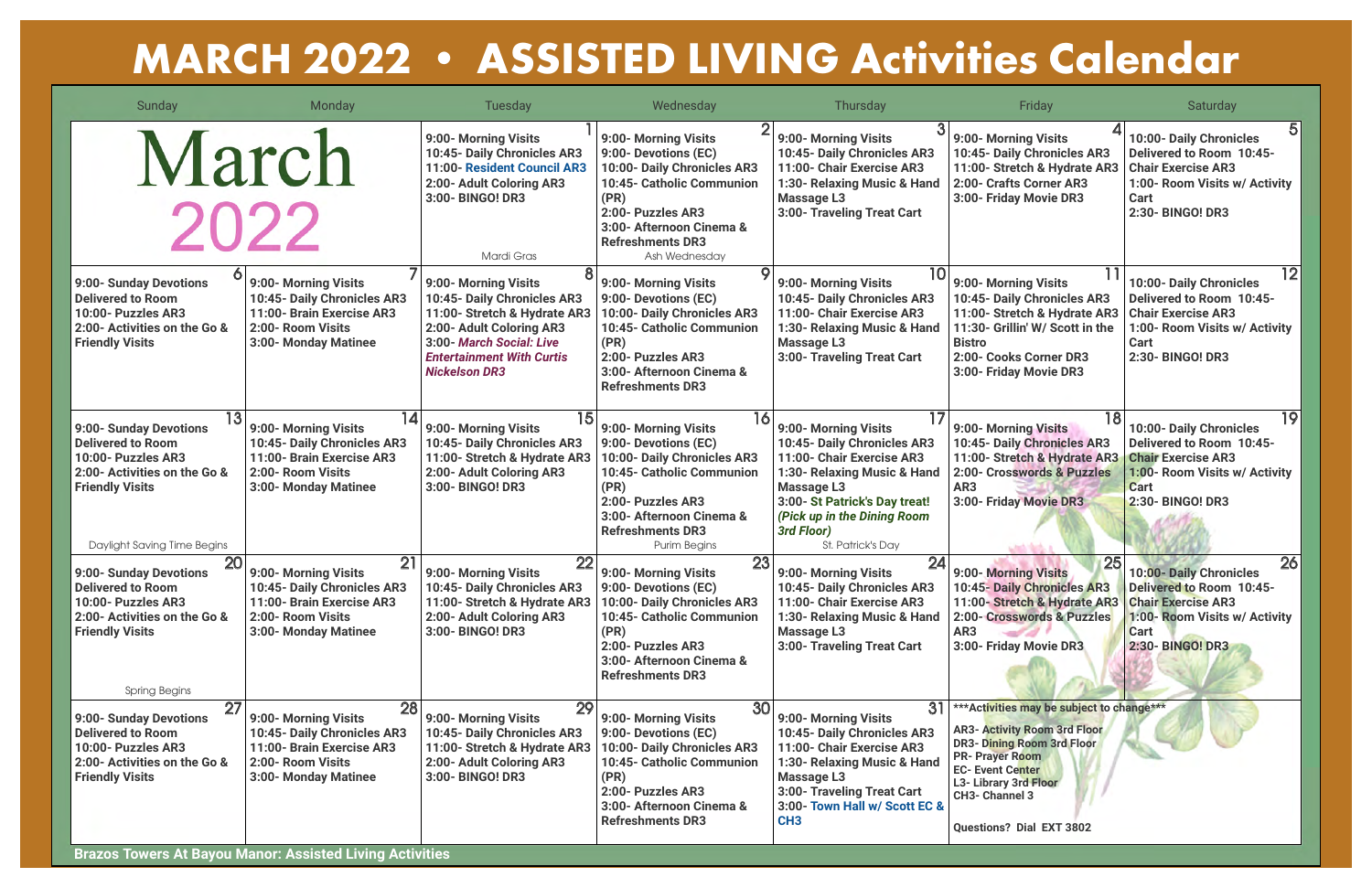# MARCH 2022 • ASSISTED LIVING Activities Calendar

| Sunday | Monday | Tuesday | Wednesday | Thursday | Friday | Saturday |
|---|---|---|---|---|---|---|
| March 2022 | | **1**<br>9:00- Morning Visits<br>10:45- Daily Chronicles AR3<br>11:00- Resident Council AR3<br>2:00- Adult Coloring AR3<br>3:00- BINGO! DR3<br>Mardi Gras | **2**<br>9:00- Morning Visits<br>9:00- Devotions (EC)<br>10:00- Daily Chronicles AR3<br>10:45- Catholic Communion (PR)<br>2:00- Puzzles AR3<br>3:00- Afternoon Cinema & Refreshments DR3<br>Ash Wednesday | **3**<br>9:00- Morning Visits<br>10:45- Daily Chronicles AR3<br>11:00- Chair Exercise AR3<br>1:30- Relaxing Music & Hand Massage L3<br>3:00- Traveling Treat Cart | **4**<br>9:00- Morning Visits<br>10:45- Daily Chronicles AR3<br>11:00- Stretch & Hydrate AR3<br>2:00- Crafts Corner AR3<br>3:00- Friday Movie DR3 | **5**<br>10:00- Daily Chronicles Delivered to Room 10:45- Chair Exercise AR3<br>1:00- Room Visits w/ Activity Cart<br>2:30- BINGO! DR3 |
| **6**<br>9:00- Sunday Devotions Delivered to Room<br>10:00- Puzzles AR3<br>2:00- Activities on the Go & Friendly Visits | **7**<br>9:00- Morning Visits<br>10:45- Daily Chronicles AR3<br>11:00- Brain Exercise AR3<br>2:00- Room Visits<br>3:00- Monday Matinee | **8**<br>9:00- Morning Visits<br>10:45- Daily Chronicles AR3<br>11:00- Stretch & Hydrate AR3<br>2:00- Adult Coloring AR3<br>3:00- *March Social: Live Entertainment With Curtis Nickelson DR3* | **9**<br>9:00- Morning Visits<br>9:00- Devotions (EC)<br>10:00- Daily Chronicles AR3<br>10:45- Catholic Communion (PR)<br>2:00- Puzzles AR3<br>3:00- Afternoon Cinema & Refreshments DR3 | **10**<br>9:00- Morning Visits<br>10:45- Daily Chronicles AR3<br>11:00- Chair Exercise AR3<br>1:30- Relaxing Music & Hand Massage L3<br>3:00- Traveling Treat Cart | **11**<br>9:00- Morning Visits<br>10:45- Daily Chronicles AR3<br>11:00- Stretch & Hydrate AR3<br>11:30- Grillin' W/ Scott in the Bistro<br>2:00- Cooks Corner DR3<br>3:00- Friday Movie DR3 | **12**<br>10:00- Daily Chronicles Delivered to Room 10:45- Chair Exercise AR3<br>1:00- Room Visits w/ Activity Cart<br>2:30- BINGO! DR3 |
| **13**<br>9:00- Sunday Devotions Delivered to Room<br>10:00- Puzzles AR3<br>2:00- Activities on the Go & Friendly Visits<br>Daylight Saving Time Begins | **14**<br>9:00- Morning Visits<br>10:45- Daily Chronicles AR3<br>11:00- Brain Exercise AR3<br>2:00- Room Visits<br>3:00- Monday Matinee | **15**<br>9:00- Morning Visits<br>10:45- Daily Chronicles AR3<br>11:00- Stretch & Hydrate AR3<br>2:00- Adult Coloring AR3<br>3:00- BINGO! DR3 | **16**<br>9:00- Morning Visits<br>9:00- Devotions (EC)<br>10:00- Daily Chronicles AR3<br>10:45- Catholic Communion (PR)<br>2:00- Puzzles AR3<br>3:00- Afternoon Cinema & Refreshments DR3<br>Purim Begins | **17**<br>9:00- Morning Visits<br>10:45- Daily Chronicles AR3<br>11:00- Chair Exercise AR3<br>1:30- Relaxing Music & Hand Massage L3<br>3:00- St Patrick's Day treat! *(Pick up in the Dining Room 3rd Floor)*<br>St. Patrick's Day | **18**<br>9:00- Morning Visits<br>10:45- Daily Chronicles AR3<br>11:00- Stretch & Hydrate AR3<br>2:00- Crosswords & Puzzles AR3<br>3:00- Friday Movie DR3 | **19**<br>10:00- Daily Chronicles Delivered to Room 10:45- Chair Exercise AR3<br>1:00- Room Visits w/ Activity Cart<br>2:30- BINGO! DR3 |
| **20**<br>9:00- Sunday Devotions Delivered to Room<br>10:00- Puzzles AR3<br>2:00- Activities on the Go & Friendly Visits<br>Spring Begins | **21**<br>9:00- Morning Visits<br>10:45- Daily Chronicles AR3<br>11:00- Brain Exercise AR3<br>2:00- Room Visits<br>3:00- Monday Matinee | **22**<br>9:00- Morning Visits<br>10:45- Daily Chronicles AR3<br>11:00- Stretch & Hydrate AR3<br>2:00- Adult Coloring AR3<br>3:00- BINGO! DR3 | **23**<br>9:00- Morning Visits<br>9:00- Devotions (EC)<br>10:00- Daily Chronicles AR3<br>10:45- Catholic Communion (PR)<br>2:00- Puzzles AR3<br>3:00- Afternoon Cinema & Refreshments DR3 | **24**<br>9:00- Morning Visits<br>10:45- Daily Chronicles AR3<br>11:00- Chair Exercise AR3<br>1:30- Relaxing Music & Hand Massage L3<br>3:00- Traveling Treat Cart | **25**<br>9:00- Morning Visits<br>10:45- Daily Chronicles AR3<br>11:00- Stretch & Hydrate AR3<br>2:00- Crosswords & Puzzles AR3<br>3:00- Friday Movie DR3 | **26**<br>10:00- Daily Chronicles Delivered to Room 10:45- Chair Exercise AR3<br>1:00- Room Visits w/ Activity Cart<br>2:30- BINGO! DR3 |
| **27**<br>9:00- Sunday Devotions Delivered to Room<br>10:00- Puzzles AR3<br>2:00- Activities on the Go & Friendly Visits | **28**<br>9:00- Morning Visits<br>10:45- Daily Chronicles AR3<br>11:00- Brain Exercise AR3<br>2:00- Room Visits<br>3:00- Monday Matinee | **29**<br>9:00- Morning Visits<br>10:45- Daily Chronicles AR3<br>11:00- Stretch & Hydrate AR3<br>2:00- Adult Coloring AR3<br>3:00- BINGO! DR3 | **30**<br>9:00- Morning Visits<br>9:00- Devotions (EC)<br>10:00- Daily Chronicles AR3<br>10:45- Catholic Communion (PR)<br>2:00- Puzzles AR3<br>3:00- Afternoon Cinema & Refreshments DR3 | **31**<br>9:00- Morning Visits<br>10:45- Daily Chronicles AR3<br>11:00- Chair Exercise AR3<br>1:30- Relaxing Music & Hand Massage L3<br>3:00- Traveling Treat Cart<br>3:00- Town Hall w/ Scott EC & CH3 | \*\*\*Activities may be subject to change\*\*\*<br>AR3- Activity Room 3rd Floor<br>DR3- Dining Room 3rd Floor<br>PR- Prayer Room<br>EC- Event Center<br>L3- Library 3rd Floor<br>CH3- Channel 3<br>Questions? Dial EXT 3802 | |

**Brazos Towers At Bayou Manor: Assisted Living Activities**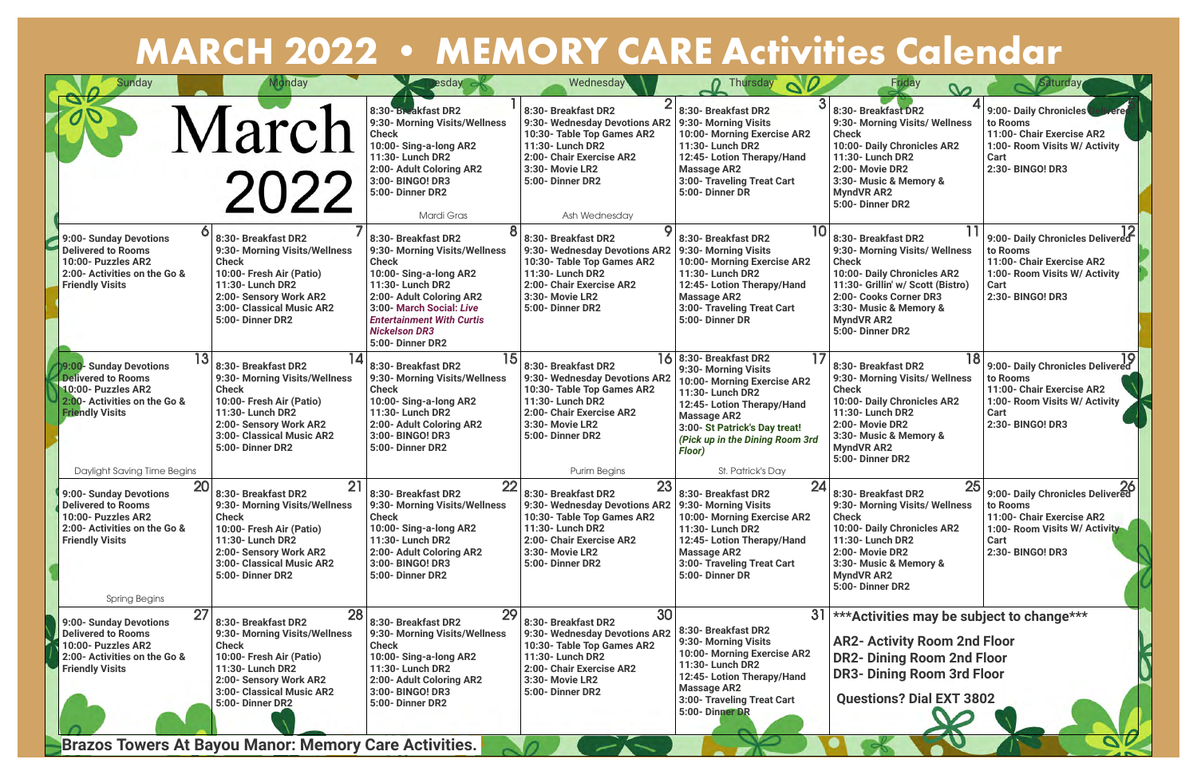# MARCH 2022 • MEMORY CARE Activities Calendar

| Sunday | Monday | Tuesday | Wednesday | Thursday | Friday | Saturday |
|---|---|---|---|---|---|---|
| March 2022 | | **1** 8:30- Breakfast DR2<br>9:30- Morning Visits/Wellness Check<br>10:00- Sing-a-long AR2<br>11:30- Lunch DR2<br>2:00- Adult Coloring AR2<br>3:00- BINGO! DR3<br>5:00- Dinner DR2<br>Mardi Gras | **2** 8:30- Breakfast DR2<br>9:30- Wednesday Devotions AR2<br>10:30- Table Top Games AR2<br>11:30- Lunch DR2<br>2:00- Chair Exercise AR2<br>3:30- Movie LR2<br>5:00- Dinner DR2<br>Ash Wednesday | **3** 8:30- Breakfast DR2<br>9:30- Morning Visits<br>10:00- Morning Exercise AR2<br>11:30- Lunch DR2<br>12:45- Lotion Therapy/Hand Massage AR2<br>3:00- Traveling Treat Cart<br>5:00- Dinner DR | **4** 8:30- Breakfast DR2<br>9:30- Morning Visits/ Wellness Check<br>10:00- Daily Chronicles AR2<br>11:30- Lunch DR2<br>2:00- Movie DR2<br>3:30- Music & Memory & MyndVR AR2<br>5:00- Dinner DR2 | **5** 9:00- Daily Chronicles Delivered to Rooms<br>11:00- Chair Exercise AR2<br>1:00- Room Visits W/ Activity Cart<br>2:30- BINGO! DR3 |
| **6** 9:00- Sunday Devotions Delivered to Rooms<br>10:00- Puzzles AR2<br>2:00- Activities on the Go & Friendly Visits | **7** 8:30- Breakfast DR2<br>9:30- Morning Visits/Wellness Check<br>10:00- Fresh Air (Patio)<br>11:30- Lunch DR2<br>2:00- Sensory Work AR2<br>3:00- Classical Music AR2<br>5:00- Dinner DR2 | **8** 8:30- Breakfast DR2<br>9:30- Morning Visits/Wellness Check<br>10:00- Sing-a-long AR2<br>11:30- Lunch DR2<br>2:00- Adult Coloring AR2<br>3:00- March Social: *Live Entertainment With Curtis Nickelson DR3*<br>5:00- Dinner DR2 | **9** 8:30- Breakfast DR2<br>9:30- Wednesday Devotions AR2<br>10:30- Table Top Games AR2<br>11:30- Lunch DR2<br>2:00- Chair Exercise AR2<br>3:30- Movie LR2<br>5:00- Dinner DR2 | **10** 8:30- Breakfast DR2<br>9:30- Morning Visits<br>10:00- Morning Exercise AR2<br>11:30- Lunch DR2<br>12:45- Lotion Therapy/Hand Massage AR2<br>3:00- Traveling Treat Cart<br>5:00- Dinner DR | **11** 8:30- Breakfast DR2<br>9:30- Morning Visits/ Wellness Check<br>10:00- Daily Chronicles AR2<br>11:30- Grillin' w/ Scott (Bistro)<br>2:00- Cooks Corner DR3<br>3:30- Music & Memory & MyndVR AR2<br>5:00- Dinner DR2 | **12** 9:00- Daily Chronicles Delivered to Rooms<br>11:00- Chair Exercise AR2<br>1:00- Room Visits W/ Activity Cart<br>2:30- BINGO! DR3 |
| **13** 9:00- Sunday Devotions Delivered to Rooms<br>10:00- Puzzles AR2<br>2:00- Activities on the Go & Friendly Visits<br>Daylight Saving Time Begins | **14** 8:30- Breakfast DR2<br>9:30- Morning Visits/Wellness Check<br>10:00- Fresh Air (Patio)<br>11:30- Lunch DR2<br>2:00- Sensory Work AR2<br>3:00- Classical Music AR2<br>5:00- Dinner DR2 | **15** 8:30- Breakfast DR2<br>9:30- Morning Visits/Wellness Check<br>10:00- Sing-a-long AR2<br>11:30- Lunch DR2<br>2:00- Adult Coloring AR2<br>3:00- BINGO! DR3<br>5:00- Dinner DR2 | **16** 8:30- Breakfast DR2<br>9:30- Wednesday Devotions AR2<br>10:30- Table Top Games AR2<br>11:30- Lunch DR2<br>2:00- Chair Exercise AR2<br>3:30- Movie LR2<br>5:00- Dinner DR2<br>Purim Begins | **17** 8:30- Breakfast DR2<br>9:30- Morning Visits<br>10:00- Morning Exercise AR2<br>11:30- Lunch DR2<br>12:45- Lotion Therapy/Hand Massage AR2<br>3:00- St Patrick's Day treat! *(Pick up in the Dining Room 3rd Floor)*<br>St. Patrick's Day | **18** 8:30- Breakfast DR2<br>9:30- Morning Visits/ Wellness Check<br>10:00- Daily Chronicles AR2<br>11:30- Lunch DR2<br>2:00- Movie DR2<br>3:30- Music & Memory & MyndVR AR2<br>5:00- Dinner DR2 | **19** 9:00- Daily Chronicles Delivered to Rooms<br>11:00- Chair Exercise AR2<br>1:00- Room Visits W/ Activity Cart<br>2:30- BINGO! DR3 |
| **20** 9:00- Sunday Devotions Delivered to Rooms<br>10:00- Puzzles AR2<br>2:00- Activities on the Go & Friendly Visits<br>Spring Begins | **21** 8:30- Breakfast DR2<br>9:30- Morning Visits/Wellness Check<br>10:00- Fresh Air (Patio)<br>11:30- Lunch DR2<br>2:00- Sensory Work AR2<br>3:00- Classical Music AR2<br>5:00- Dinner DR2 | **22** 8:30- Breakfast DR2<br>9:30- Morning Visits/Wellness Check<br>10:00- Sing-a-long AR2<br>11:30- Lunch DR2<br>2:00- Adult Coloring AR2<br>3:00- BINGO! DR3<br>5:00- Dinner DR2 | **23** 8:30- Breakfast DR2<br>9:30- Wednesday Devotions AR2<br>10:30- Table Top Games AR2<br>11:30- Lunch DR2<br>2:00- Chair Exercise AR2<br>3:30- Movie LR2<br>5:00- Dinner DR2 | **24** 8:30- Breakfast DR2<br>9:30- Morning Visits<br>10:00- Morning Exercise AR2<br>11:30- Lunch DR2<br>12:45- Lotion Therapy/Hand Massage AR2<br>3:00- Traveling Treat Cart<br>5:00- Dinner DR | **25** 8:30- Breakfast DR2<br>9:30- Morning Visits/ Wellness Check<br>10:00- Daily Chronicles AR2<br>11:30- Lunch DR2<br>2:00- Movie DR2<br>3:30- Music & Memory & MyndVR AR2<br>5:00- Dinner DR2 | **26** 9:00- Daily Chronicles Delivered to Rooms<br>11:00- Chair Exercise AR2<br>1:00- Room Visits W/ Activity Cart<br>2:30- BINGO! DR3 |
| **27** 9:00- Sunday Devotions Delivered to Rooms<br>10:00- Puzzles AR2<br>2:00- Activities on the Go & Friendly Visits | **28** 8:30- Breakfast DR2<br>9:30- Morning Visits/Wellness Check<br>10:00- Fresh Air (Patio)<br>11:30- Lunch DR2<br>2:00- Sensory Work AR2<br>3:00- Classical Music AR2<br>5:00- Dinner DR2 | **29** 8:30- Breakfast DR2<br>9:30- Morning Visits/Wellness Check<br>10:00- Sing-a-long AR2<br>11:30- Lunch DR2<br>2:00- Adult Coloring AR2<br>3:00- BINGO! DR3<br>5:00- Dinner DR2 | **30** 8:30- Breakfast DR2<br>9:30- Wednesday Devotions AR2<br>10:30- Table Top Games AR2<br>11:30- Lunch DR2<br>2:00- Chair Exercise AR2<br>3:30- Movie LR2<br>5:00- Dinner DR2 | **31** 8:30- Breakfast DR2<br>9:30- Morning Visits<br>10:00- Morning Exercise AR2<br>11:30- Lunch DR2<br>12:45- Lotion Therapy/Hand Massage AR2<br>3:00- Traveling Treat Cart<br>5:00- Dinner DR | ***Activities may be subject to change***<br>**AR2- Activity Room 2nd Floor**<br>**DR2- Dining Room 2nd Floor**<br>**DR3- Dining Room 3rd Floor**<br>**Questions? Dial EXT 3802** | |

**Brazos Towers At Bayou Manor: Memory Care Activities.**